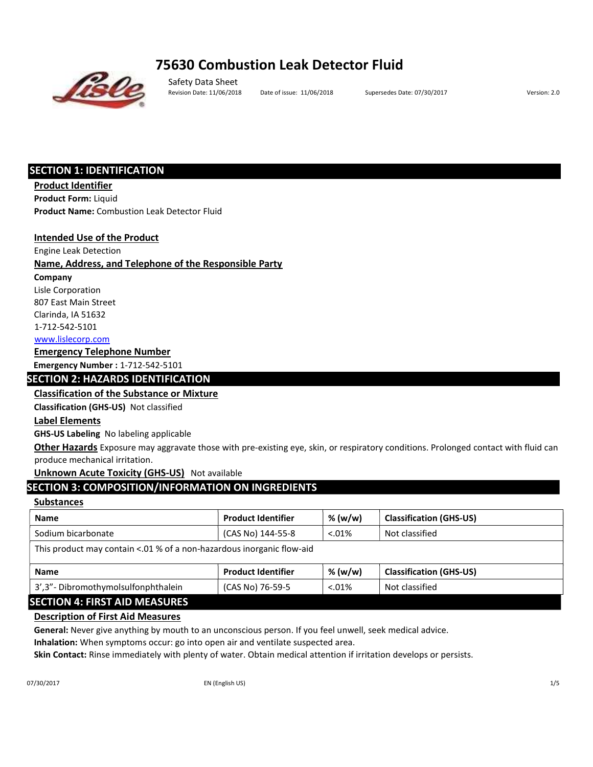# 75630 Combustion Leak Detector Fluid

Safety Data Sheet

Revision Date: 11/06/2018 Date of issue: 11/06/2018 Supersedes Date: 07/30/2017 Version: 2.0

## SECTION 1: IDENTIFICATION

**Product Identifier**

**Product Form:** Liquid

**Product Name:** Combustion Leak Detector Fluid

**Intended Use of the Product**

Engine Leak Detection

**Name, Address, and Telephone of the Responsible Party**

**Company**

Lisle Corporation
807 East Main Street
Clarinda, IA 51632
1-712-542-5101
www.lislecorp.com

**Emergency Telephone Number**

**Emergency Number :** 1-712-542-5101

## SECTION 2: HAZARDS IDENTIFICATION

**Classification of the Substance or Mixture**

**Classification (GHS-US)** Not classified

**Label Elements**

**GHS-US Labeling** No labeling applicable

**Other Hazards** Exposure may aggravate those with pre-existing eye, skin, or respiratory conditions. Prolonged contact with fluid can produce mechanical irritation.

**Unknown Acute Toxicity (GHS-US)** Not available

## SECTION 3: COMPOSITION/INFORMATION ON INGREDIENTS

**Substances**

| Name | Product Identifier | % (w/w) | Classification (GHS-US) |
|---|---|---|---|
| Sodium bicarbonate | (CAS No) 144-55-8 | <.01% | Not classified |
| This product may contain <.01 % of a non-hazardous inorganic flow-aid | | | |
| **Name** | **Product Identifier** | **% (w/w)** | **Classification (GHS-US)** |
| 3',3"- Dibromothymolsulfonphthalein | (CAS No) 76-59-5 | <.01% | Not classified |

## SECTION 4: FIRST AID MEASURES

**Description of First Aid Measures**

**General:** Never give anything by mouth to an unconscious person. If you feel unwell, seek medical advice.

**Inhalation:** When symptoms occur: go into open air and ventilate suspected area.

**Skin Contact:** Rinse immediately with plenty of water. Obtain medical attention if irritation develops or persists.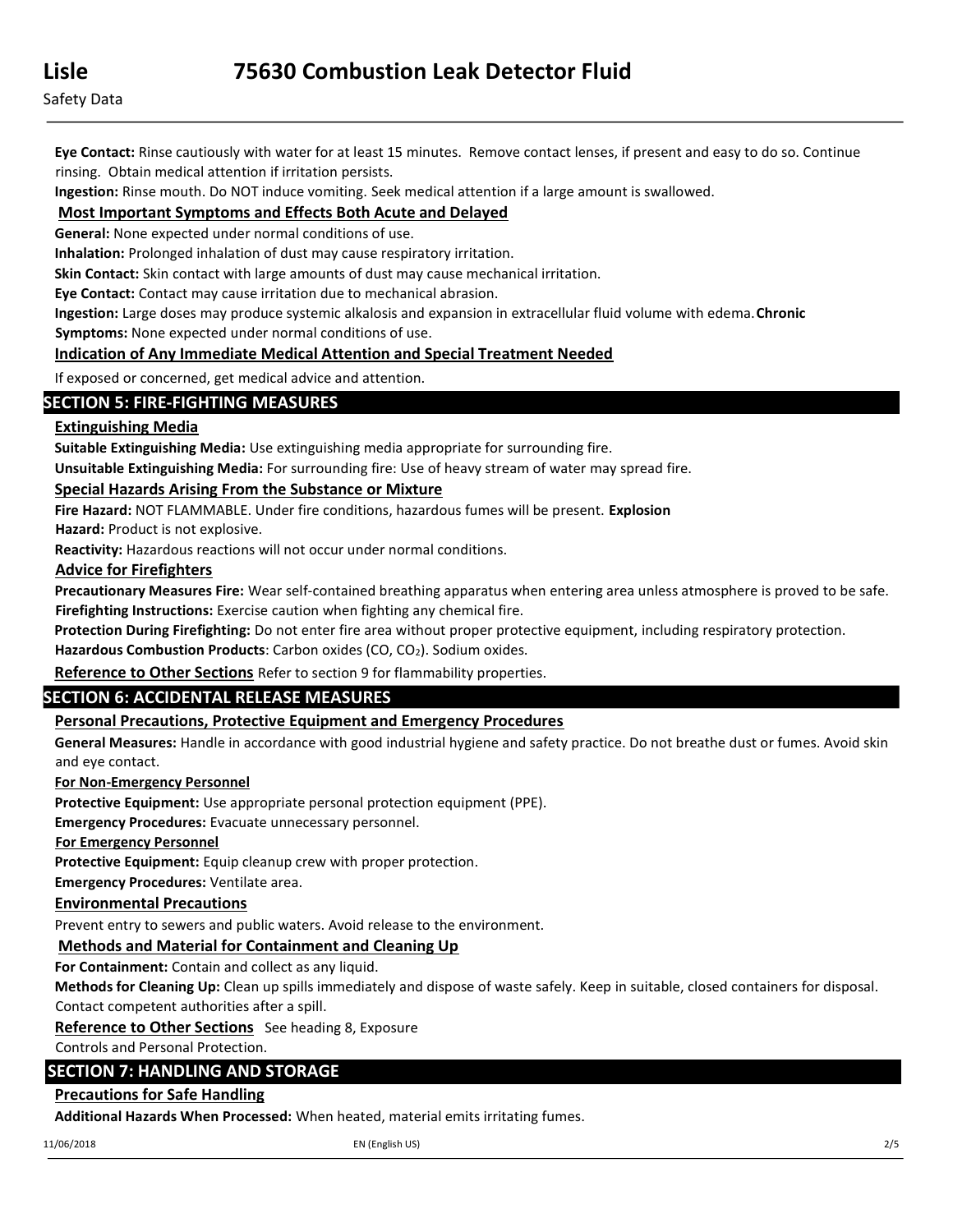**Eye Contact:** Rinse cautiously with water for at least 15 minutes. Remove contact lenses, if present and easy to do so. Continue rinsing. Obtain medical attention if irritation persists.

**Ingestion:** Rinse mouth. Do NOT induce vomiting. Seek medical attention if a large amount is swallowed.

### Most Important Symptoms and Effects Both Acute and Delayed

**General:** None expected under normal conditions of use.

**Inhalation:** Prolonged inhalation of dust may cause respiratory irritation.

**Skin Contact:** Skin contact with large amounts of dust may cause mechanical irritation.

**Eye Contact:** Contact may cause irritation due to mechanical abrasion.

**Ingestion:** Large doses may produce systemic alkalosis and expansion in extracellular fluid volume with edema.

**Chronic Symptoms:** None expected under normal conditions of use.

### Indication of Any Immediate Medical Attention and Special Treatment Needed

If exposed or concerned, get medical advice and attention.

## SECTION 5: FIRE-FIGHTING MEASURES

### Extinguishing Media

**Suitable Extinguishing Media:** Use extinguishing media appropriate for surrounding fire.

**Unsuitable Extinguishing Media:** For surrounding fire: Use of heavy stream of water may spread fire.

### Special Hazards Arising From the Substance or Mixture

**Fire Hazard:** NOT FLAMMABLE. Under fire conditions, hazardous fumes will be present.

**Explosion Hazard:** Product is not explosive.

**Reactivity:** Hazardous reactions will not occur under normal conditions.

### Advice for Firefighters

**Precautionary Measures Fire:** Wear self-contained breathing apparatus when entering area unless atmosphere is proved to be safe.

**Firefighting Instructions:** Exercise caution when fighting any chemical fire.

**Protection During Firefighting:** Do not enter fire area without proper protective equipment, including respiratory protection.

**Hazardous Combustion Products**: Carbon oxides ($CO$, $CO_2$). Sodium oxides.

**Reference to Other Sections** Refer to section 9 for flammability properties.

## SECTION 6: ACCIDENTAL RELEASE MEASURES

### Personal Precautions, Protective Equipment and Emergency Procedures

**General Measures:** Handle in accordance with good industrial hygiene and safety practice. Do not breathe dust or fumes. Avoid skin and eye contact.

#### For Non-Emergency Personnel

**Protective Equipment:** Use appropriate personal protection equipment (PPE).

**Emergency Procedures:** Evacuate unnecessary personnel.

#### For Emergency Personnel

**Protective Equipment:** Equip cleanup crew with proper protection.

**Emergency Procedures:** Ventilate area.

### Environmental Precautions

Prevent entry to sewers and public waters. Avoid release to the environment.

### Methods and Material for Containment and Cleaning Up

**For Containment:** Contain and collect as any liquid.

**Methods for Cleaning Up:** Clean up spills immediately and dispose of waste safely. Keep in suitable, closed containers for disposal. Contact competent authorities after a spill.

**Reference to Other Sections** See heading 8, Exposure Controls and Personal Protection.

## SECTION 7: HANDLING AND STORAGE

### Precautions for Safe Handling

**Additional Hazards When Processed:** When heated, material emits irritating fumes.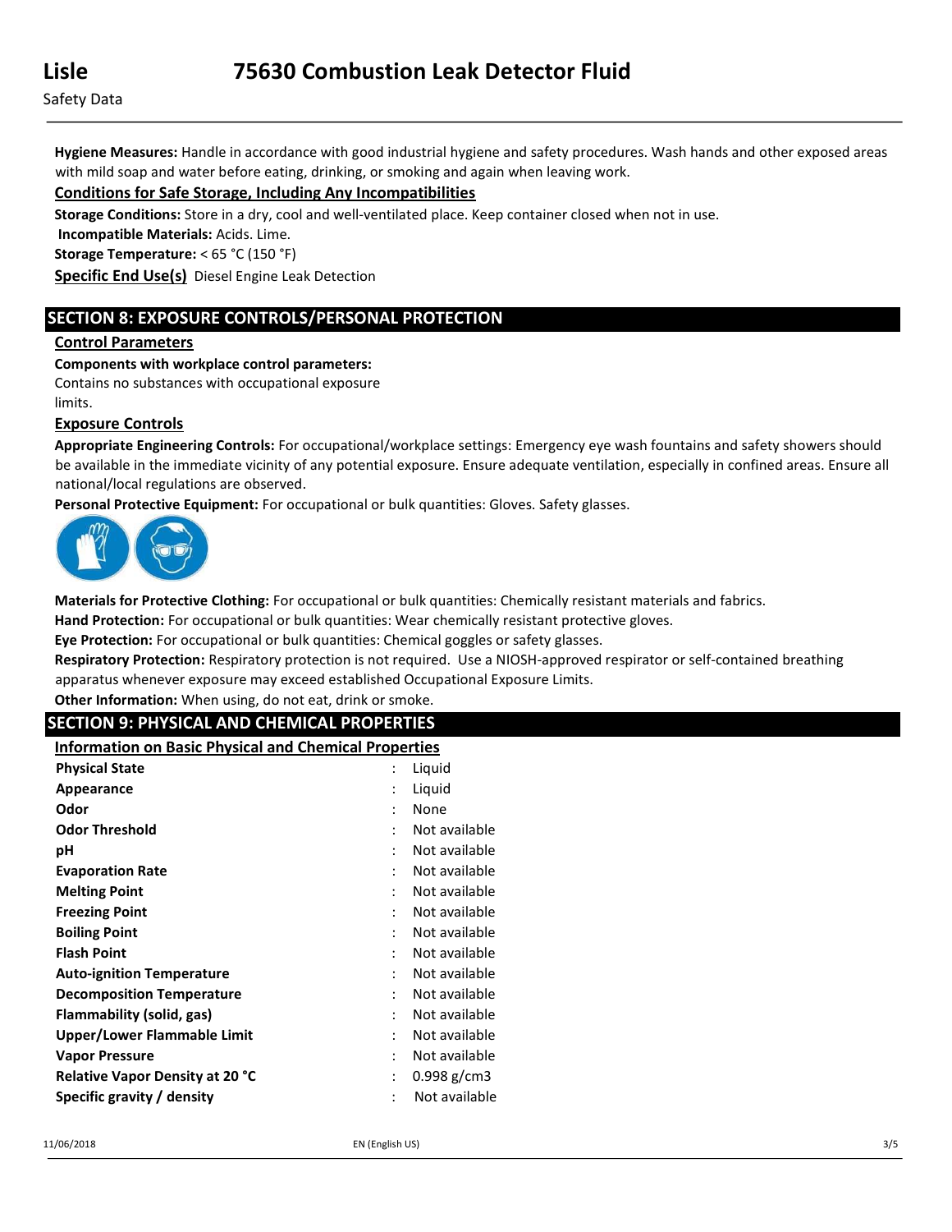**Hygiene Measures:** Handle in accordance with good industrial hygiene and safety procedures. Wash hands and other exposed areas with mild soap and water before eating, drinking, or smoking and again when leaving work.

**Conditions for Safe Storage, Including Any Incompatibilities**

**Storage Conditions:** Store in a dry, cool and well-ventilated place. Keep container closed when not in use.

**Incompatible Materials:** Acids. Lime.

**Storage Temperature:** < 65 °C (150 °F)

**Specific End Use(s)** Diesel Engine Leak Detection

## SECTION 8: EXPOSURE CONTROLS/PERSONAL PROTECTION

**Control Parameters**

**Components with workplace control parameters:**

Contains no substances with occupational exposure limits.

**Exposure Controls**

**Appropriate Engineering Controls:** For occupational/workplace settings: Emergency eye wash fountains and safety showers should be available in the immediate vicinity of any potential exposure. Ensure adequate ventilation, especially in confined areas. Ensure all national/local regulations are observed.

**Personal Protective Equipment:** For occupational or bulk quantities: Gloves. Safety glasses.

**Materials for Protective Clothing:** For occupational or bulk quantities: Chemically resistant materials and fabrics.

**Hand Protection:** For occupational or bulk quantities: Wear chemically resistant protective gloves.

**Eye Protection:** For occupational or bulk quantities: Chemical goggles or safety glasses.

**Respiratory Protection:** Respiratory protection is not required. Use a NIOSH-approved respirator or self-contained breathing apparatus whenever exposure may exceed established Occupational Exposure Limits.

**Other Information:** When using, do not eat, drink or smoke.

## SECTION 9: PHYSICAL AND CHEMICAL PROPERTIES

**Information on Basic Physical and Chemical Properties**

| Property | | Value |
|---|---|---|
| **Physical State** | : | Liquid |
| **Appearance** | : | Liquid |
| **Odor** | : | None |
| **Odor Threshold** | : | Not available |
| **pH** | : | Not available |
| **Evaporation Rate** | : | Not available |
| **Melting Point** | : | Not available |
| **Freezing Point** | : | Not available |
| **Boiling Point** | : | Not available |
| **Flash Point** | : | Not available |
| **Auto-ignition Temperature** | : | Not available |
| **Decomposition Temperature** | : | Not available |
| **Flammability (solid, gas)** | : | Not available |
| **Upper/Lower Flammable Limit** | : | Not available |
| **Vapor Pressure** | : | Not available |
| **Relative Vapor Density at 20 °C** | : | 0.998 g/cm3 |
| **Specific gravity / density** | : | Not available |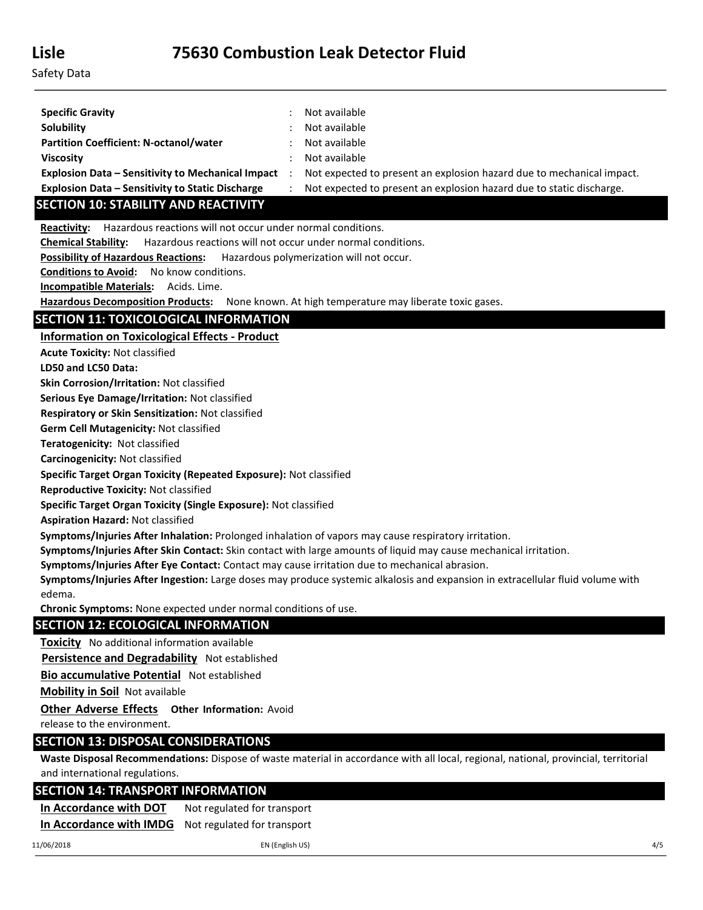| | |
|---|---|
| **Specific Gravity** | : Not available |
| **Solubility** | : Not available |
| **Partition Coefficient: N-octanol/water** | : Not available |
| **Viscosity** | : Not available |
| **Explosion Data – Sensitivity to Mechanical Impact** | : Not expected to present an explosion hazard due to mechanical impact. |
| **Explosion Data – Sensitivity to Static Discharge** | : Not expected to present an explosion hazard due to static discharge. |

## SECTION 10: STABILITY AND REACTIVITY

**Reactivity:** Hazardous reactions will not occur under normal conditions.

**Chemical Stability:** Hazardous reactions will not occur under normal conditions.

**Possibility of Hazardous Reactions:** Hazardous polymerization will not occur.

**Conditions to Avoid:** No know conditions.

**Incompatible Materials:** Acids. Lime.

**Hazardous Decomposition Products:** None known. At high temperature may liberate toxic gases.

## SECTION 11: TOXICOLOGICAL INFORMATION

**Information on Toxicological Effects - Product**

**Acute Toxicity:** Not classified

**LD50 and LC50 Data:**

**Skin Corrosion/Irritation:** Not classified

**Serious Eye Damage/Irritation:** Not classified

**Respiratory or Skin Sensitization:** Not classified

**Germ Cell Mutagenicity:** Not classified

**Teratogenicity:** Not classified

**Carcinogenicity:** Not classified

**Specific Target Organ Toxicity (Repeated Exposure):** Not classified

**Reproductive Toxicity:** Not classified

**Specific Target Organ Toxicity (Single Exposure):** Not classified

**Aspiration Hazard:** Not classified

**Symptoms/Injuries After Inhalation:** Prolonged inhalation of vapors may cause respiratory irritation.

**Symptoms/Injuries After Skin Contact:** Skin contact with large amounts of liquid may cause mechanical irritation.

**Symptoms/Injuries After Eye Contact:** Contact may cause irritation due to mechanical abrasion.

**Symptoms/Injuries After Ingestion:** Large doses may produce systemic alkalosis and expansion in extracellular fluid volume with edema.

**Chronic Symptoms:** None expected under normal conditions of use.

## SECTION 12: ECOLOGICAL INFORMATION

**Toxicity** No additional information available

**Persistence and Degradability** Not established

**Bio accumulative Potential** Not established

**Mobility in Soil** Not available

**Other Adverse Effects** **Other Information:** Avoid release to the environment.

## SECTION 13: DISPOSAL CONSIDERATIONS

**Waste Disposal Recommendations:** Dispose of waste material in accordance with all local, regional, national, provincial, territorial and international regulations.

## SECTION 14: TRANSPORT INFORMATION

**In Accordance with DOT** Not regulated for transport

**In Accordance with IMDG** Not regulated for transport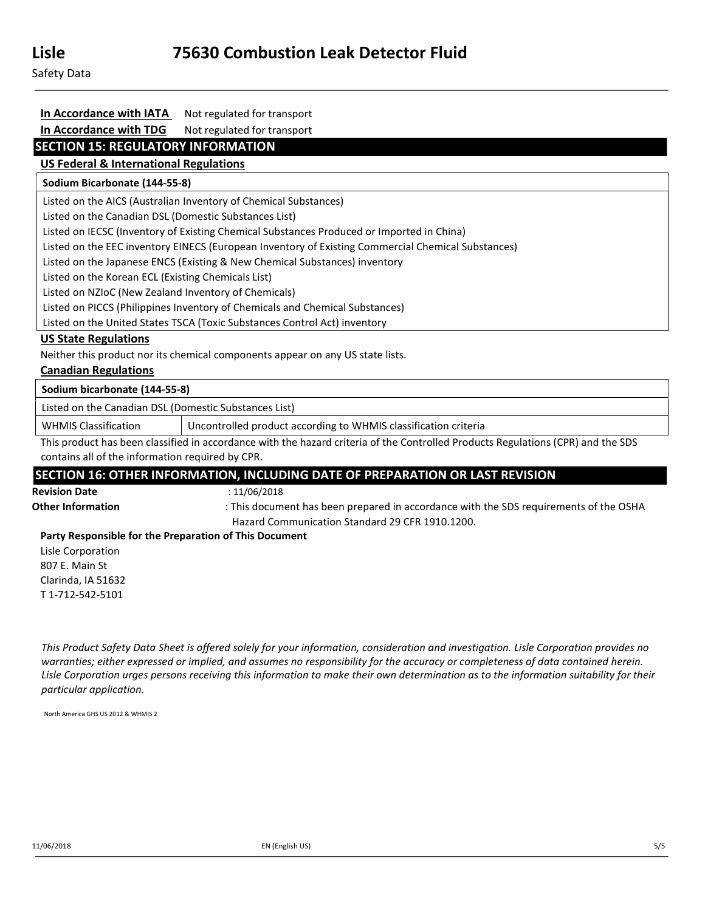**In Accordance with IATA** Not regulated for transport

**In Accordance with TDG** Not regulated for transport

## SECTION 15: REGULATORY INFORMATION

### US Federal & International Regulations

| Sodium Bicarbonate (144-55-8) |
| --- |
| Listed on the AICS (Australian Inventory of Chemical Substances) |
| Listed on the Canadian DSL (Domestic Substances List) |
| Listed on IECSC (Inventory of Existing Chemical Substances Produced or Imported in China) |
| Listed on the EEC inventory EINECS (European Inventory of Existing Commercial Chemical Substances) |
| Listed on the Japanese ENCS (Existing & New Chemical Substances) inventory |
| Listed on the Korean ECL (Existing Chemicals List) |
| Listed on NZIoC (New Zealand Inventory of Chemicals) |
| Listed on PICCS (Philippines Inventory of Chemicals and Chemical Substances) |
| Listed on the United States TSCA (Toxic Substances Control Act) inventory |

### US State Regulations

Neither this product nor its chemical components appear on any US state lists.

### Canadian Regulations

| Sodium bicarbonate (144-55-8) | |
| --- | --- |
| Listed on the Canadian DSL (Domestic Substances List) | |
| WHMIS Classification | Uncontrolled product according to WHMIS classification criteria |

This product has been classified in accordance with the hazard criteria of the Controlled Products Regulations (CPR) and the SDS contains all of the information required by CPR.

## SECTION 16: OTHER INFORMATION, INCLUDING DATE OF PREPARATION OR LAST REVISION

**Revision Date** : 11/06/2018

**Other Information** : This document has been prepared in accordance with the SDS requirements of the OSHA Hazard Communication Standard 29 CFR 1910.1200.

**Party Responsible for the Preparation of This Document**

Lisle Corporation
807 E. Main St
Clarinda, IA 51632
T 1-712-542-5101

*This Product Safety Data Sheet is offered solely for your information, consideration and investigation. Lisle Corporation provides no warranties; either expressed or implied, and assumes no responsibility for the accuracy or completeness of data contained herein. Lisle Corporation urges persons receiving this information to make their own determination as to the information suitability for their particular application.*

North America GHS US 2012 & WHMIS 2